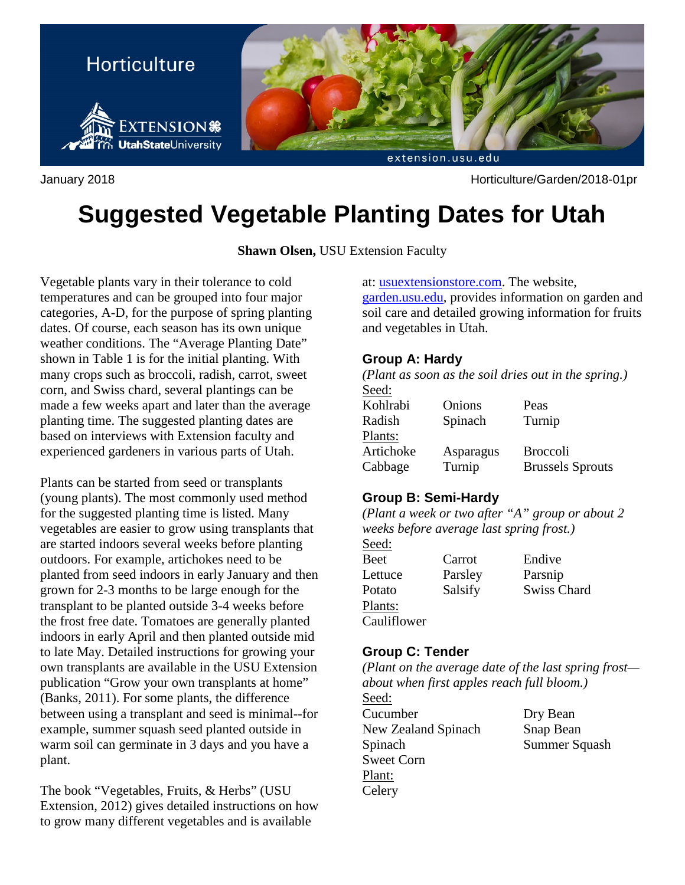Horticulture

January 2018 Horticulture/Garden/2018-01pr

# Suggested Vegetable Planting Dates for Utah

**Shawn Olsen,** USU Extension Faculty

Vegetable plants vary in their tolerance to cold temperatures and can be grouped into four major categories, A-D, for the purpose of spring planting dates. Of course, each season has its own unique weather conditions. The "Average Planting Date" shown in Table 1 is for the initial planting. With many crops such as broccoli, radish, carrot, sweet corn, and Swiss chard, several plantings can be made a few weeks apart and later than the average planting time. The suggested planting dates are based on interviews with Extension faculty and experienced gardeners in various parts of Utah.

Plants can be started from seed or transplants (young plants). The most commonly used method for the suggested planting time is listed. Many vegetables are easier to grow using transplants that are started indoors several weeks before planting outdoors. For example, artichokes need to be planted from seed indoors in early January and then grown for 2-3 months to be large enough for the transplant to be planted outside 3-4 weeks before the frost free date. Tomatoes are generally planted indoors in early April and then planted outside mid to late May. Detailed instructions for growing your own transplants are available in the USU Extension publication "Grow your own transplants at home" (Banks, 2011). For some plants, the difference between using a transplant and seed is minimal--for example, summer squash seed planted outside in warm soil can germinate in 3 days and you have a plant.

The book "Vegetables, Fruits, & Herbs" (USU Extension, 2012) gives detailed instructions on how to grow many different vegetables and is available at: usuextensionstore.com. The website, garden.usu.edu, provides information on garden and soil care and detailed growing information for fruits and vegetables in Utah.

### Group A: Hardy

*(Plant as soon as the soil dries out in the spring.)*

Seed:

| | | |
|---|---|---|
| Kohlrabi | Onions | Peas |
| Radish | Spinach | Turnip |

Plants:

| | | |
|---|---|---|
| Artichoke | Asparagus | Broccoli |
| Cabbage | Turnip | Brussels Sprouts |

### Group B: Semi-Hardy

*(Plant a week or two after "A" group or about 2 weeks before average last spring frost.)*

Seed:

| | | |
|---|---|---|
| Beet | Carrot | Endive |
| Lettuce | Parsley | Parsnip |
| Potato | Salsify | Swiss Chard |

Plants:

Cauliflower

### Group C: Tender

*(Plant on the average date of the last spring frost—about when first apples reach full bloom.)*

Seed:

| | |
|---|---|
| Cucumber | Dry Bean |
| New Zealand Spinach | Snap Bean |
| Spinach | Summer Squash |
| Sweet Corn | |

Plant:

Celery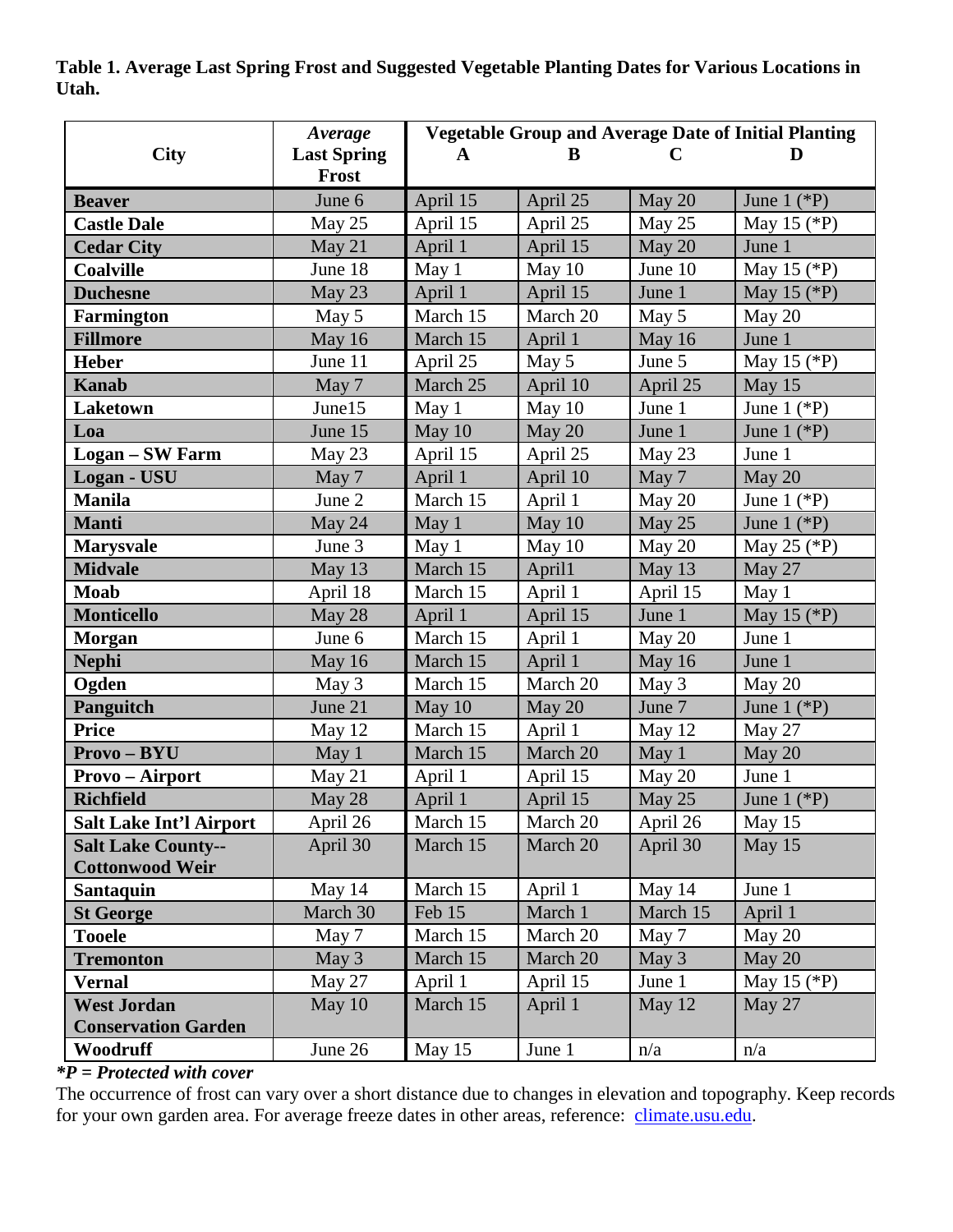**Table 1. Average Last Spring Frost and Suggested Vegetable Planting Dates for Various Locations in Utah.**

| City | *Average* Last Spring Frost | Vegetable Group and Average Date of Initial Planting | | | |
|---|---|---|---|---|---|
| | | A | B | C | D |
| **Beaver** | June 6 | April 15 | April 25 | May 20 | June 1 (*P) |
| **Castle Dale** | May 25 | April 15 | April 25 | May 25 | May 15 (*P) |
| **Cedar City** | May 21 | April 1 | April 15 | May 20 | June 1 |
| **Coalville** | June 18 | May 1 | May 10 | June 10 | May 15 (*P) |
| **Duchesne** | May 23 | April 1 | April 15 | June 1 | May 15 (*P) |
| **Farmington** | May 5 | March 15 | March 20 | May 5 | May 20 |
| **Fillmore** | May 16 | March 15 | April 1 | May 16 | June 1 |
| **Heber** | June 11 | April 25 | May 5 | June 5 | May 15 (*P) |
| **Kanab** | May 7 | March 25 | April 10 | April 25 | May 15 |
| **Laketown** | June15 | May 1 | May 10 | June 1 | June 1 (*P) |
| **Loa** | June 15 | May 10 | May 20 | June 1 | June 1 (*P) |
| **Logan – SW Farm** | May 23 | April 15 | April 25 | May 23 | June 1 |
| **Logan - USU** | May 7 | April 1 | April 10 | May 7 | May 20 |
| **Manila** | June 2 | March 15 | April 1 | May 20 | June 1 (*P) |
| **Manti** | May 24 | May 1 | May 10 | May 25 | June 1 (*P) |
| **Marysvale** | June 3 | May 1 | May 10 | May 20 | May 25 (*P) |
| **Midvale** | May 13 | March 15 | April1 | May 13 | May 27 |
| **Moab** | April 18 | March 15 | April 1 | April 15 | May 1 |
| **Monticello** | May 28 | April 1 | April 15 | June 1 | May 15 (*P) |
| **Morgan** | June 6 | March 15 | April 1 | May 20 | June 1 |
| **Nephi** | May 16 | March 15 | April 1 | May 16 | June 1 |
| **Ogden** | May 3 | March 15 | March 20 | May 3 | May 20 |
| **Panguitch** | June 21 | May 10 | May 20 | June 7 | June 1 (*P) |
| **Price** | May 12 | March 15 | April 1 | May 12 | May 27 |
| **Provo – BYU** | May 1 | March 15 | March 20 | May 1 | May 20 |
| **Provo – Airport** | May 21 | April 1 | April 15 | May 20 | June 1 |
| **Richfield** | May 28 | April 1 | April 15 | May 25 | June 1 (*P) |
| **Salt Lake Int'l Airport** | April 26 | March 15 | March 20 | April 26 | May 15 |
| **Salt Lake County--Cottonwood Weir** | April 30 | March 15 | March 20 | April 30 | May 15 |
| **Santaquin** | May 14 | March 15 | April 1 | May 14 | June 1 |
| **St George** | March 30 | Feb 15 | March 1 | March 15 | April 1 |
| **Tooele** | May 7 | March 15 | March 20 | May 7 | May 20 |
| **Tremonton** | May 3 | March 15 | March 20 | May 3 | May 20 |
| **Vernal** | May 27 | April 1 | April 15 | June 1 | May 15 (*P) |
| **West Jordan Conservation Garden** | May 10 | March 15 | April 1 | May 12 | May 27 |
| **Woodruff** | June 26 | May 15 | June 1 | n/a | n/a |

***P = Protected with cover**

The occurrence of frost can vary over a short distance due to changes in elevation and topography. Keep records for your own garden area. For average freeze dates in other areas, reference: climate.usu.edu.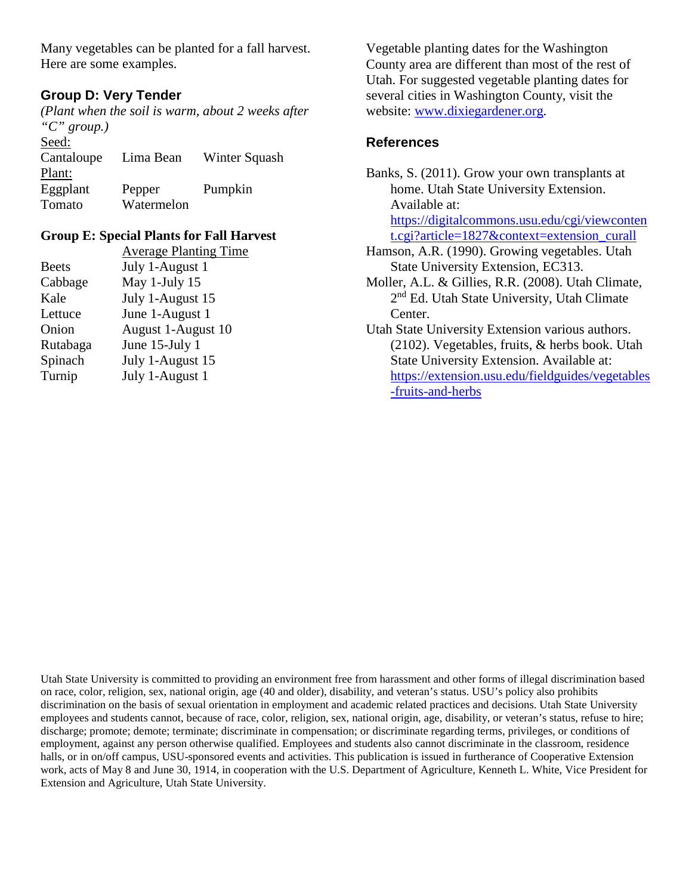Many vegetables can be planted for a fall harvest. Here are some examples.

### Group D: Very Tender

*(Plant when the soil is warm, about 2 weeks after "C" group.)*

<u>Seed:</u>

| | | |
|---|---|---|
| Cantaloupe | Lima Bean | Winter Squash |

<u>Plant:</u>

| | | |
|---|---|---|
| Eggplant | Pepper | Pumpkin |
| Tomato | Watermelon | |

### Group E: Special Plants for Fall Harvest

| | Average Planting Time |
|---|---|
| Beets | July 1-August 1 |
| Cabbage | May 1-July 15 |
| Kale | July 1-August 15 |
| Lettuce | June 1-August 1 |
| Onion | August 1-August 10 |
| Rutabaga | June 15-July 1 |
| Spinach | July 1-August 15 |
| Turnip | July 1-August 1 |

Vegetable planting dates for the Washington County area are different than most of the rest of Utah. For suggested vegetable planting dates for several cities in Washington County, visit the website: www.dixiegardener.org.

## References

Banks, S. (2011). Grow your own transplants at home. Utah State University Extension. Available at: https://digitalcommons.usu.edu/cgi/viewcontent.cgi?article=1827&context=extension_curall

Hamson, A.R. (1990). Growing vegetables. Utah State University Extension, EC313.

Moller, A.L. & Gillies, R.R. (2008). Utah Climate, 2nd Ed. Utah State University, Utah Climate Center.

Utah State University Extension various authors. (2102). Vegetables, fruits, & herbs book. Utah State University Extension. Available at: https://extension.usu.edu/fieldguides/vegetables-fruits-and-herbs

Utah State University is committed to providing an environment free from harassment and other forms of illegal discrimination based on race, color, religion, sex, national origin, age (40 and older), disability, and veteran's status. USU's policy also prohibits discrimination on the basis of sexual orientation in employment and academic related practices and decisions. Utah State University employees and students cannot, because of race, color, religion, sex, national origin, age, disability, or veteran's status, refuse to hire; discharge; promote; demote; terminate; discriminate in compensation; or discriminate regarding terms, privileges, or conditions of employment, against any person otherwise qualified. Employees and students also cannot discriminate in the classroom, residence halls, or in on/off campus, USU-sponsored events and activities. This publication is issued in furtherance of Cooperative Extension work, acts of May 8 and June 30, 1914, in cooperation with the U.S. Department of Agriculture, Kenneth L. White, Vice President for Extension and Agriculture, Utah State University.